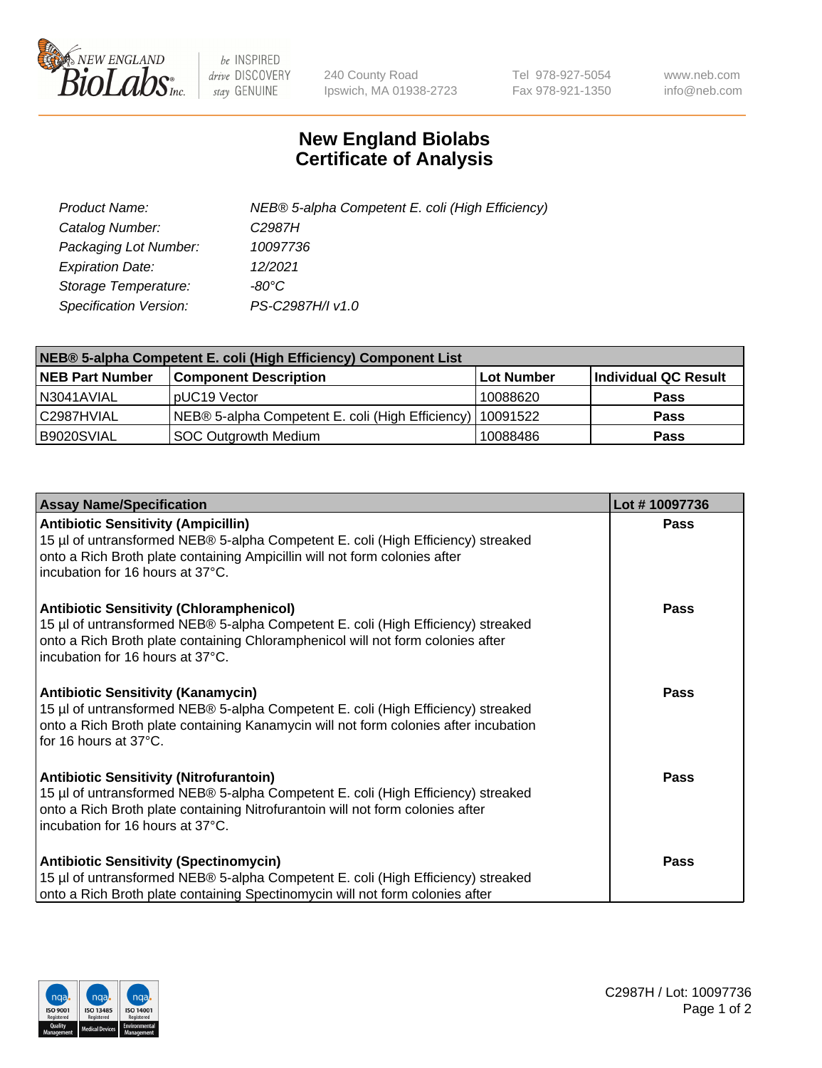# New England Biolabs Certificate of Analysis

| | |
|---|---|
| *Product Name:* | *NEB® 5-alpha Competent E. coli (High Efficiency)* |
| *Catalog Number:* | *C2987H* |
| *Packaging Lot Number:* | *10097736* |
| *Expiration Date:* | *12/2021* |
| *Storage Temperature:* | *-80°C* |
| *Specification Version:* | *PS-C2987H/I v1.0* |

| NEB® 5-alpha Competent E. coli (High Efficiency) Component List | | | |
|---|---|---|---|
| **NEB Part Number** | **Component Description** | **Lot Number** | **Individual QC Result** |
| N3041AVIAL | pUC19 Vector | 10088620 | **Pass** |
| C2987HVIAL | NEB® 5-alpha Competent E. coli (High Efficiency) | 10091522 | **Pass** |
| B9020SVIAL | SOC Outgrowth Medium | 10088486 | **Pass** |

| Assay Name/Specification | Lot # 10097736 |
|---|---|
| **Antibiotic Sensitivity (Ampicillin)**<br>15 µl of untransformed NEB® 5-alpha Competent E. coli (High Efficiency) streaked onto a Rich Broth plate containing Ampicillin will not form colonies after incubation for 16 hours at 37°C. | **Pass** |
| **Antibiotic Sensitivity (Chloramphenicol)**<br>15 µl of untransformed NEB® 5-alpha Competent E. coli (High Efficiency) streaked onto a Rich Broth plate containing Chloramphenicol will not form colonies after incubation for 16 hours at 37°C. | **Pass** |
| **Antibiotic Sensitivity (Kanamycin)**<br>15 µl of untransformed NEB® 5-alpha Competent E. coli (High Efficiency) streaked onto a Rich Broth plate containing Kanamycin will not form colonies after incubation for 16 hours at 37°C. | **Pass** |
| **Antibiotic Sensitivity (Nitrofurantoin)**<br>15 µl of untransformed NEB® 5-alpha Competent E. coli (High Efficiency) streaked onto a Rich Broth plate containing Nitrofurantoin will not form colonies after incubation for 16 hours at 37°C. | **Pass** |
| **Antibiotic Sensitivity (Spectinomycin)**<br>15 µl of untransformed NEB® 5-alpha Competent E. coli (High Efficiency) streaked onto a Rich Broth plate containing Spectinomycin will not form colonies after | **Pass** |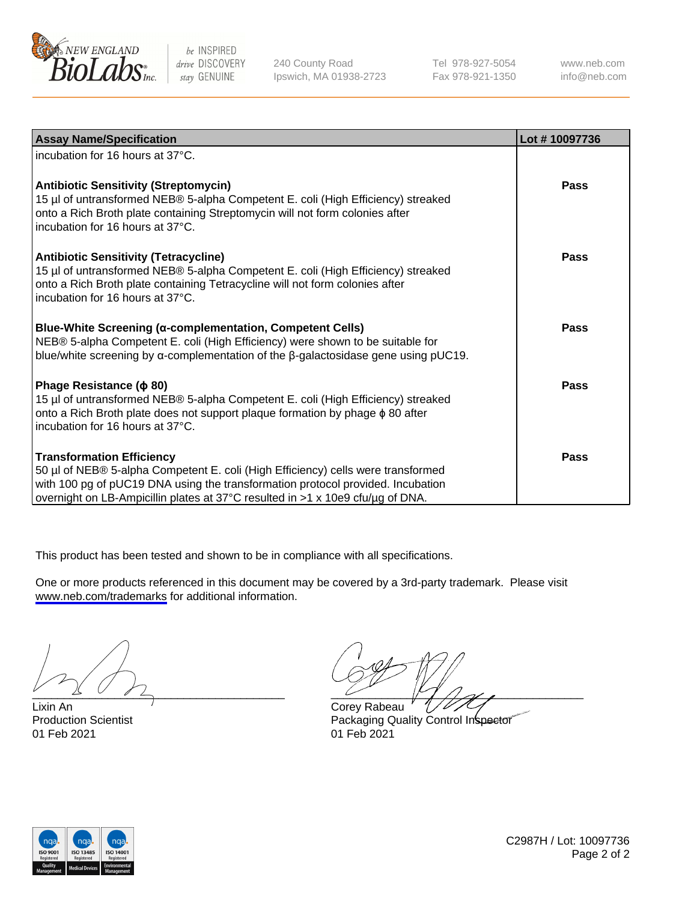| Assay Name/Specification | Lot # 10097736 |
| --- | --- |
| incubation for 16 hours at 37°C. | |
| **Antibiotic Sensitivity (Streptomycin)**<br>15 µl of untransformed NEB® 5-alpha Competent E. coli (High Efficiency) streaked onto a Rich Broth plate containing Streptomycin will not form colonies after incubation for 16 hours at 37°C. | Pass |
| **Antibiotic Sensitivity (Tetracycline)**<br>15 µl of untransformed NEB® 5-alpha Competent E. coli (High Efficiency) streaked onto a Rich Broth plate containing Tetracycline will not form colonies after incubation for 16 hours at 37°C. | Pass |
| **Blue-White Screening (α-complementation, Competent Cells)**<br>NEB® 5-alpha Competent E. coli (High Efficiency) were shown to be suitable for blue/white screening by α-complementation of the β-galactosidase gene using pUC19. | Pass |
| **Phage Resistance (ϕ 80)**<br>15 µl of untransformed NEB® 5-alpha Competent E. coli (High Efficiency) streaked onto a Rich Broth plate does not support plaque formation by phage ϕ 80 after incubation for 16 hours at 37°C. | Pass |
| **Transformation Efficiency**<br>50 µl of NEB® 5-alpha Competent E. coli (High Efficiency) cells were transformed with 100 pg of pUC19 DNA using the transformation protocol provided. Incubation overnight on LB-Ampicillin plates at 37°C resulted in >1 x 10e9 cfu/µg of DNA. | Pass |

This product has been tested and shown to be in compliance with all specifications.

One or more products referenced in this document may be covered by a 3rd-party trademark. Please visit www.neb.com/trademarks for additional information.

Lixin An
Production Scientist
01 Feb 2021

Corey Rabeau
Packaging Quality Control Inspector
01 Feb 2021

C2987H / Lot: 10097736